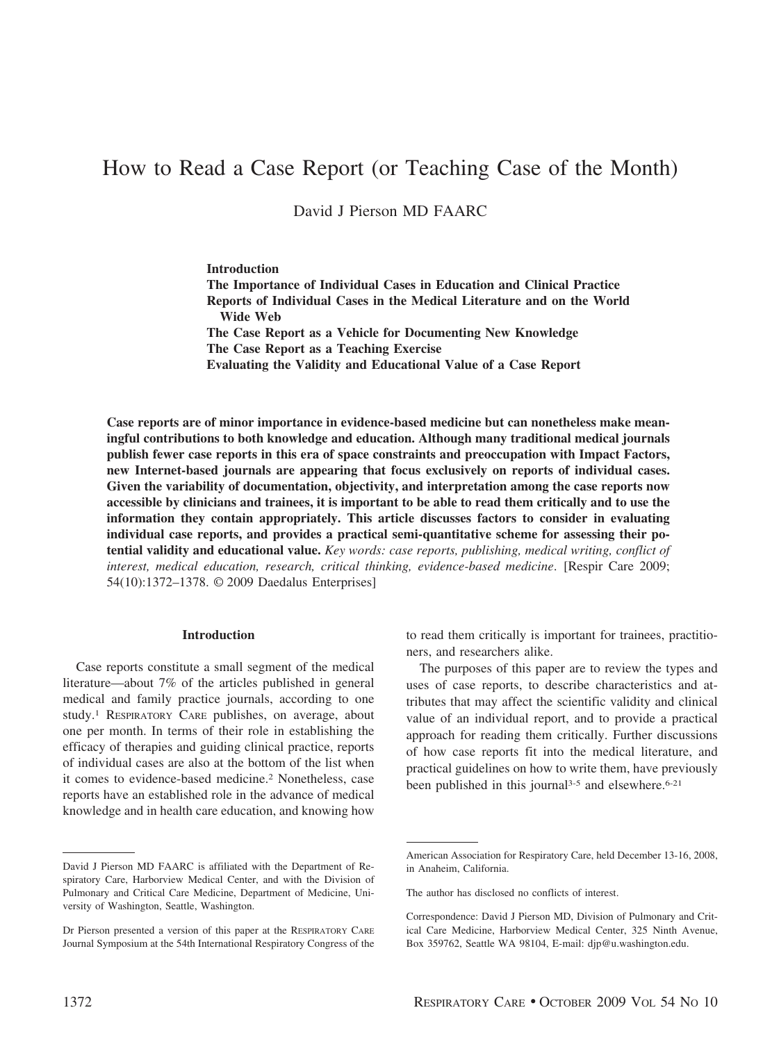# How to Read a Case Report (or Teaching Case of the Month)

David J Pierson MD FAARC

**Introduction**
**The Importance of Individual Cases in Education and Clinical Practice**
**Reports of Individual Cases in the Medical Literature and on the World Wide Web**
**The Case Report as a Vehicle for Documenting New Knowledge**
**The Case Report as a Teaching Exercise**
**Evaluating the Validity and Educational Value of a Case Report**

**Case reports are of minor importance in evidence-based medicine but can nonetheless make meaningful contributions to both knowledge and education. Although many traditional medical journals publish fewer case reports in this era of space constraints and preoccupation with Impact Factors, new Internet-based journals are appearing that focus exclusively on reports of individual cases. Given the variability of documentation, objectivity, and interpretation among the case reports now accessible by clinicians and trainees, it is important to be able to read them critically and to use the information they contain appropriately. This article discusses factors to consider in evaluating individual case reports, and provides a practical semi-quantitative scheme for assessing their potential validity and educational value.** *Key words: case reports, publishing, medical writing, conflict of interest, medical education, research, critical thinking, evidence-based medicine*. [Respir Care 2009; 54(10):1372–1378. © 2009 Daedalus Enterprises]

## Introduction

Case reports constitute a small segment of the medical literature—about 7% of the articles published in general medical and family practice journals, according to one study.[1] RESPIRATORY CARE publishes, on average, about one per month. In terms of their role in establishing the efficacy of therapies and guiding clinical practice, reports of individual cases are also at the bottom of the list when it comes to evidence-based medicine.[2] Nonetheless, case reports have an established role in the advance of medical knowledge and in health care education, and knowing how to read them critically is important for trainees, practitioners, and researchers alike.

The purposes of this paper are to review the types and uses of case reports, to describe characteristics and attributes that may affect the scientific validity and clinical value of an individual report, and to provide a practical approach for reading them critically. Further discussions of how case reports fit into the medical literature, and practical guidelines on how to write them, have previously been published in this journal[3-5] and elsewhere.[6-21]

---

David J Pierson MD FAARC is affiliated with the Department of Respiratory Care, Harborview Medical Center, and with the Division of Pulmonary and Critical Care Medicine, Department of Medicine, University of Washington, Seattle, Washington.

Dr Pierson presented a version of this paper at the RESPIRATORY CARE Journal Symposium at the 54th International Respiratory Congress of the American Association for Respiratory Care, held December 13-16, 2008, in Anaheim, California.

The author has disclosed no conflicts of interest.

Correspondence: David J Pierson MD, Division of Pulmonary and Critical Care Medicine, Harborview Medical Center, 325 Ninth Avenue, Box 359762, Seattle WA 98104, E-mail: djp@u.washington.edu.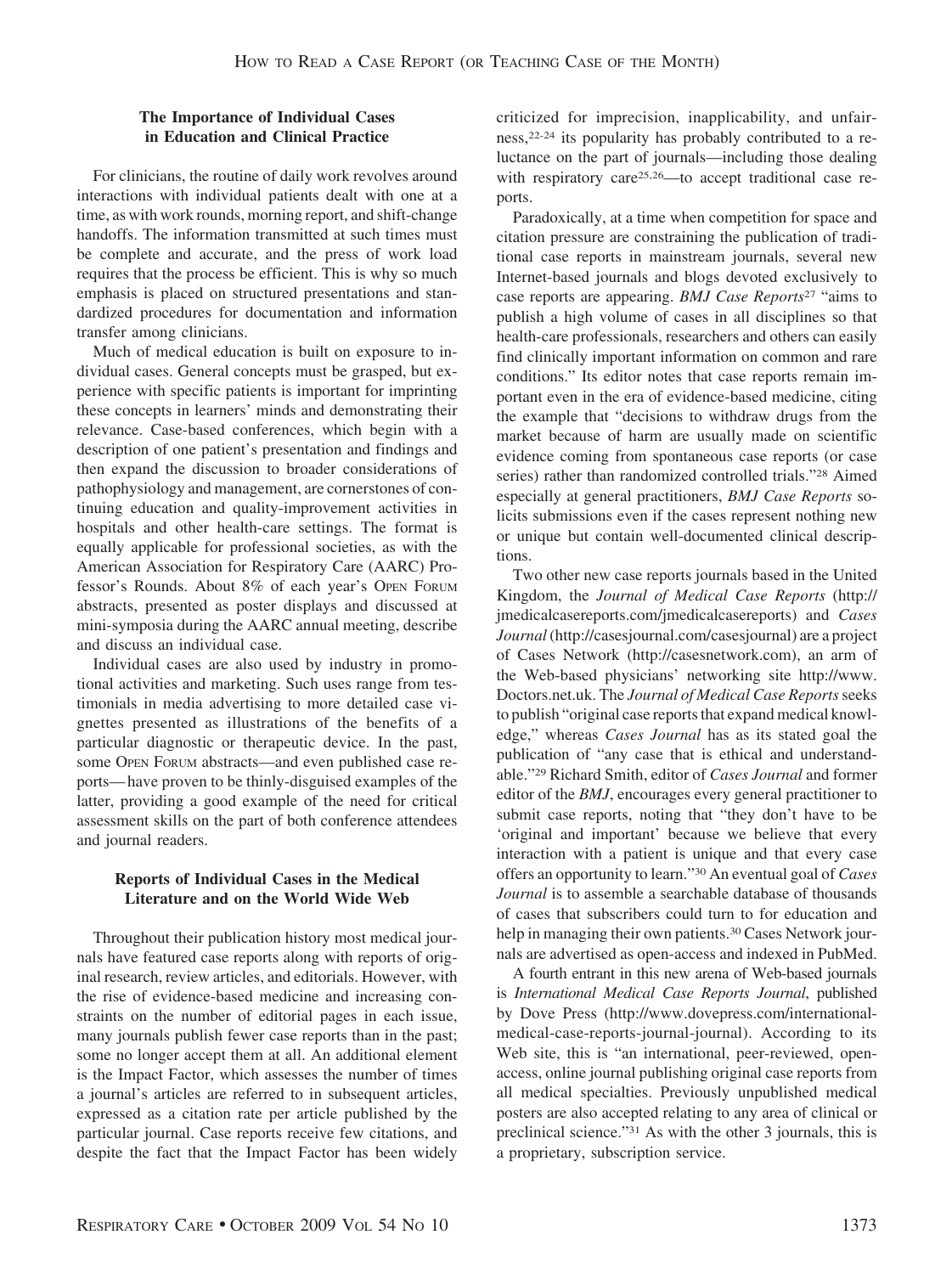### The Importance of Individual Cases in Education and Clinical Practice

For clinicians, the routine of daily work revolves around interactions with individual patients dealt with one at a time, as with work rounds, morning report, and shift-change handoffs. The information transmitted at such times must be complete and accurate, and the press of work load requires that the process be efficient. This is why so much emphasis is placed on structured presentations and standardized procedures for documentation and information transfer among clinicians.

Much of medical education is built on exposure to individual cases. General concepts must be grasped, but experience with specific patients is important for imprinting these concepts in learners' minds and demonstrating their relevance. Case-based conferences, which begin with a description of one patient's presentation and findings and then expand the discussion to broader considerations of pathophysiology and management, are cornerstones of continuing education and quality-improvement activities in hospitals and other health-care settings. The format is equally applicable for professional societies, as with the American Association for Respiratory Care (AARC) Professor's Rounds. About 8% of each year's OPEN FORUM abstracts, presented as poster displays and discussed at mini-symposia during the AARC annual meeting, describe and discuss an individual case.

Individual cases are also used by industry in promotional activities and marketing. Such uses range from testimonials in media advertising to more detailed case vignettes presented as illustrations of the benefits of a particular diagnostic or therapeutic device. In the past, some OPEN FORUM abstracts—and even published case reports—have proven to be thinly-disguised examples of the latter, providing a good example of the need for critical assessment skills on the part of both conference attendees and journal readers.

### Reports of Individual Cases in the Medical Literature and on the World Wide Web

Throughout their publication history most medical journals have featured case reports along with reports of original research, review articles, and editorials. However, with the rise of evidence-based medicine and increasing constraints on the number of editorial pages in each issue, many journals publish fewer case reports than in the past; some no longer accept them at all. An additional element is the Impact Factor, which assesses the number of times a journal's articles are referred to in subsequent articles, expressed as a citation rate per article published by the particular journal. Case reports receive few citations, and despite the fact that the Impact Factor has been widely criticized for imprecision, inapplicability, and unfairness,[22-24] its popularity has probably contributed to a reluctance on the part of journals—including those dealing with respiratory care[25,26]—to accept traditional case reports.

Paradoxically, at a time when competition for space and citation pressure are constraining the publication of traditional case reports in mainstream journals, several new Internet-based journals and blogs devoted exclusively to case reports are appearing. *BMJ Case Reports*[27] "aims to publish a high volume of cases in all disciplines so that health-care professionals, researchers and others can easily find clinically important information on common and rare conditions." Its editor notes that case reports remain important even in the era of evidence-based medicine, citing the example that "decisions to withdraw drugs from the market because of harm are usually made on scientific evidence coming from spontaneous case reports (or case series) rather than randomized controlled trials."[28] Aimed especially at general practitioners, *BMJ Case Reports* solicits submissions even if the cases represent nothing new or unique but contain well-documented clinical descriptions.

Two other new case reports journals based in the United Kingdom, the *Journal of Medical Case Reports* (http://jmedicalcasereports.com/jmedicalcasereports) and *Cases Journal* (http://casesjournal.com/casesjournal) are a project of Cases Network (http://casesnetwork.com), an arm of the Web-based physicians' networking site http://www.Doctors.net.uk. The *Journal of Medical Case Reports* seeks to publish "original case reports that expand medical knowledge," whereas *Cases Journal* has as its stated goal the publication of "any case that is ethical and understandable."[29] Richard Smith, editor of *Cases Journal* and former editor of the *BMJ*, encourages every general practitioner to submit case reports, noting that "they don't have to be 'original and important' because we believe that every interaction with a patient is unique and that every case offers an opportunity to learn."[30] An eventual goal of *Cases Journal* is to assemble a searchable database of thousands of cases that subscribers could turn to for education and help in managing their own patients.[30] Cases Network journals are advertised as open-access and indexed in PubMed.

A fourth entrant in this new arena of Web-based journals is *International Medical Case Reports Journal*, published by Dove Press (http://www.dovepress.com/international-medical-case-reports-journal-journal). According to its Web site, this is "an international, peer-reviewed, open-access, online journal publishing original case reports from all medical specialties. Previously unpublished medical posters are also accepted relating to any area of clinical or preclinical science."[31] As with the other 3 journals, this is a proprietary, subscription service.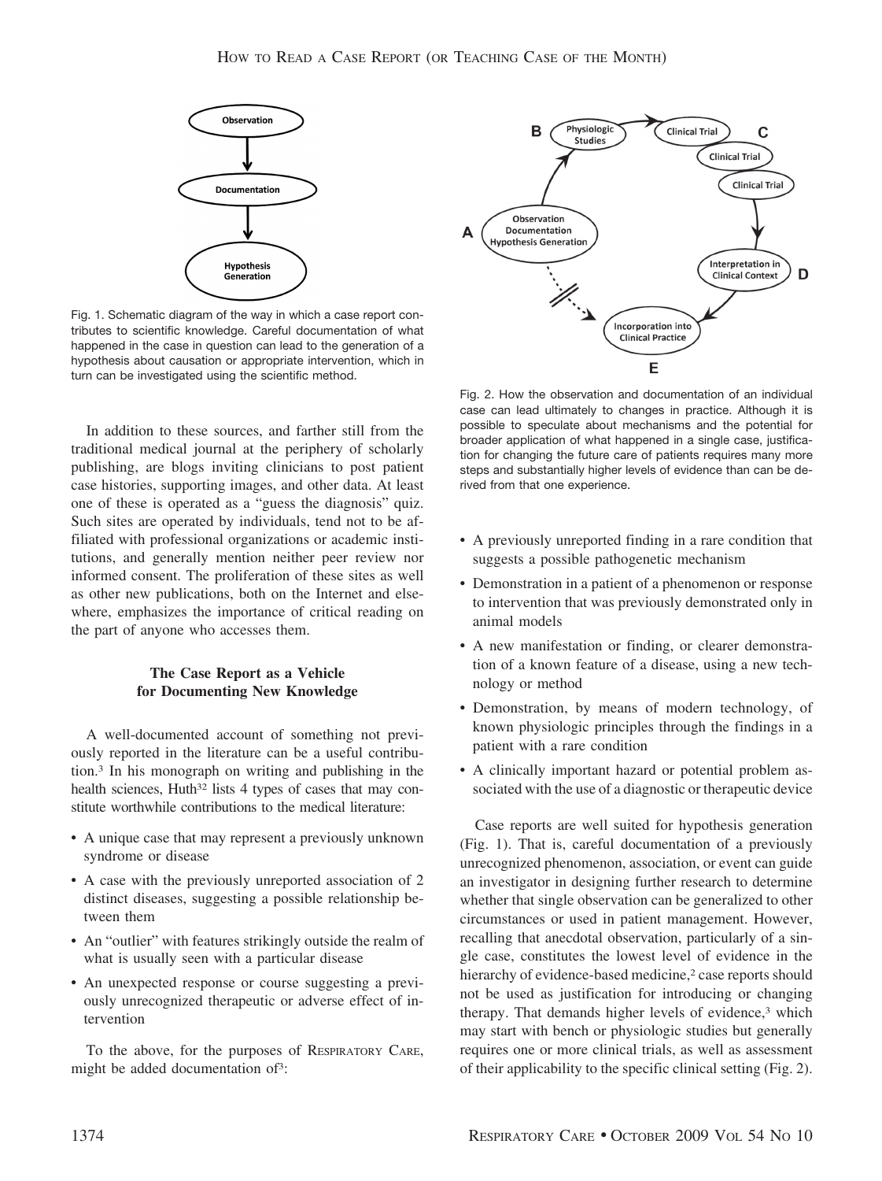Fig. 1. Schematic diagram of the way in which a case report contributes to scientific knowledge. Careful documentation of what happened in the case in question can lead to the generation of a hypothesis about causation or appropriate intervention, which in turn can be investigated using the scientific method.

In addition to these sources, and farther still from the traditional medical journal at the periphery of scholarly publishing, are blogs inviting clinicians to post patient case histories, supporting images, and other data. At least one of these is operated as a "guess the diagnosis" quiz. Such sites are operated by individuals, tend not to be affiliated with professional organizations or academic institutions, and generally mention neither peer review nor informed consent. The proliferation of these sites as well as other new publications, both on the Internet and elsewhere, emphasizes the importance of critical reading on the part of anyone who accesses them.

## The Case Report as a Vehicle for Documenting New Knowledge

A well-documented account of something not previously reported in the literature can be a useful contribution.[3] In his monograph on writing and publishing in the health sciences, Huth[32] lists 4 types of cases that may constitute worthwhile contributions to the medical literature:

- A unique case that may represent a previously unknown syndrome or disease
- A case with the previously unreported association of 2 distinct diseases, suggesting a possible relationship between them
- An "outlier" with features strikingly outside the realm of what is usually seen with a particular disease
- An unexpected response or course suggesting a previously unrecognized therapeutic or adverse effect of intervention

To the above, for the purposes of Respiratory Care, might be added documentation of[3]:

- A previously unreported finding in a rare condition that suggests a possible pathogenetic mechanism
- Demonstration in a patient of a phenomenon or response to intervention that was previously demonstrated only in animal models
- A new manifestation or finding, or clearer demonstration of a known feature of a disease, using a new technology or method
- Demonstration, by means of modern technology, of known physiologic principles through the findings in a patient with a rare condition
- A clinically important hazard or potential problem associated with the use of a diagnostic or therapeutic device

Case reports are well suited for hypothesis generation (Fig. 1). That is, careful documentation of a previously unrecognized phenomenon, association, or event can guide an investigator in designing further research to determine whether that single observation can be generalized to other circumstances or used in patient management. However, recalling that anecdotal observation, particularly of a single case, constitutes the lowest level of evidence in the hierarchy of evidence-based medicine,[2] case reports should not be used as justification for introducing or changing therapy. That demands higher levels of evidence,[3] which may start with bench or physiologic studies but generally requires one or more clinical trials, as well as assessment of their applicability to the specific clinical setting (Fig. 2).

Fig. 2. How the observation and documentation of an individual case can lead ultimately to changes in practice. Although it is possible to speculate about mechanisms and the potential for broader application of what happened in a single case, justification for changing the future care of patients requires many more steps and substantially higher levels of evidence than can be derived from that one experience.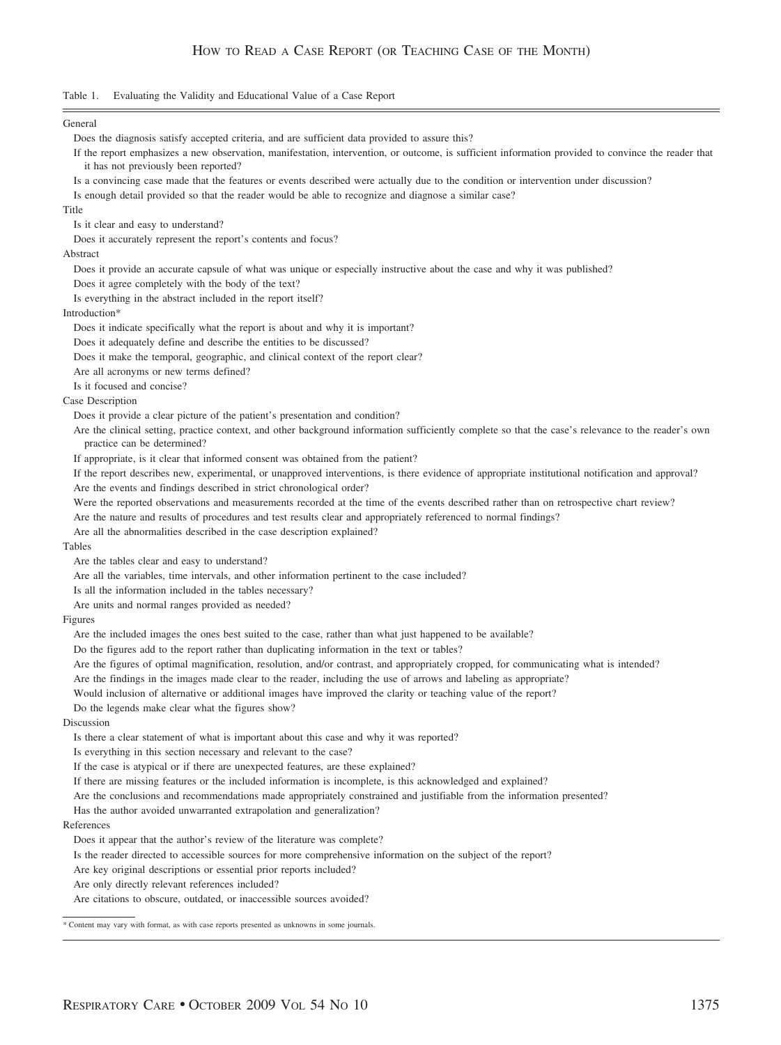Table 1. Evaluating the Validity and Educational Value of a Case Report

**General**

- Does the diagnosis satisfy accepted criteria, and are sufficient data provided to assure this?
- If the report emphasizes a new observation, manifestation, intervention, or outcome, is sufficient information provided to convince the reader that it has not previously been reported?
- Is a convincing case made that the features or events described were actually due to the condition or intervention under discussion?
- Is enough detail provided so that the reader would be able to recognize and diagnose a similar case?

**Title**

- Is it clear and easy to understand?
- Does it accurately represent the report's contents and focus?

**Abstract**

- Does it provide an accurate capsule of what was unique or especially instructive about the case and why it was published?
- Does it agree completely with the body of the text?
- Is everything in the abstract included in the report itself?

**Introduction***

- Does it indicate specifically what the report is about and why it is important?
- Does it adequately define and describe the entities to be discussed?
- Does it make the temporal, geographic, and clinical context of the report clear?
- Are all acronyms or new terms defined?
- Is it focused and concise?

**Case Description**

- Does it provide a clear picture of the patient's presentation and condition?
- Are the clinical setting, practice context, and other background information sufficiently complete so that the case's relevance to the reader's own practice can be determined?
- If appropriate, is it clear that informed consent was obtained from the patient?
- If the report describes new, experimental, or unapproved interventions, is there evidence of appropriate institutional notification and approval?
- Are the events and findings described in strict chronological order?
- Were the reported observations and measurements recorded at the time of the events described rather than on retrospective chart review?
- Are the nature and results of procedures and test results clear and appropriately referenced to normal findings?
- Are all the abnormalities described in the case description explained?

**Tables**

- Are the tables clear and easy to understand?
- Are all the variables, time intervals, and other information pertinent to the case included?
- Is all the information included in the tables necessary?
- Are units and normal ranges provided as needed?

**Figures**

- Are the included images the ones best suited to the case, rather than what just happened to be available?
- Do the figures add to the report rather than duplicating information in the text or tables?
- Are the figures of optimal magnification, resolution, and/or contrast, and appropriately cropped, for communicating what is intended?
- Are the findings in the images made clear to the reader, including the use of arrows and labeling as appropriate?
- Would inclusion of alternative or additional images have improved the clarity or teaching value of the report?
- Do the legends make clear what the figures show?

**Discussion**

- Is there a clear statement of what is important about this case and why it was reported?
- Is everything in this section necessary and relevant to the case?
- If the case is atypical or if there are unexpected features, are these explained?
- If there are missing features or the included information is incomplete, is this acknowledged and explained?
- Are the conclusions and recommendations made appropriately constrained and justifiable from the information presented?
- Has the author avoided unwarranted extrapolation and generalization?

**References**

- Does it appear that the author's review of the literature was complete?
- Is the reader directed to accessible sources for more comprehensive information on the subject of the report?
- Are key original descriptions or essential prior reports included?
- Are only directly relevant references included?
- Are citations to obscure, outdated, or inaccessible sources avoided?

* Content may vary with format, as with case reports presented as unknowns in some journals.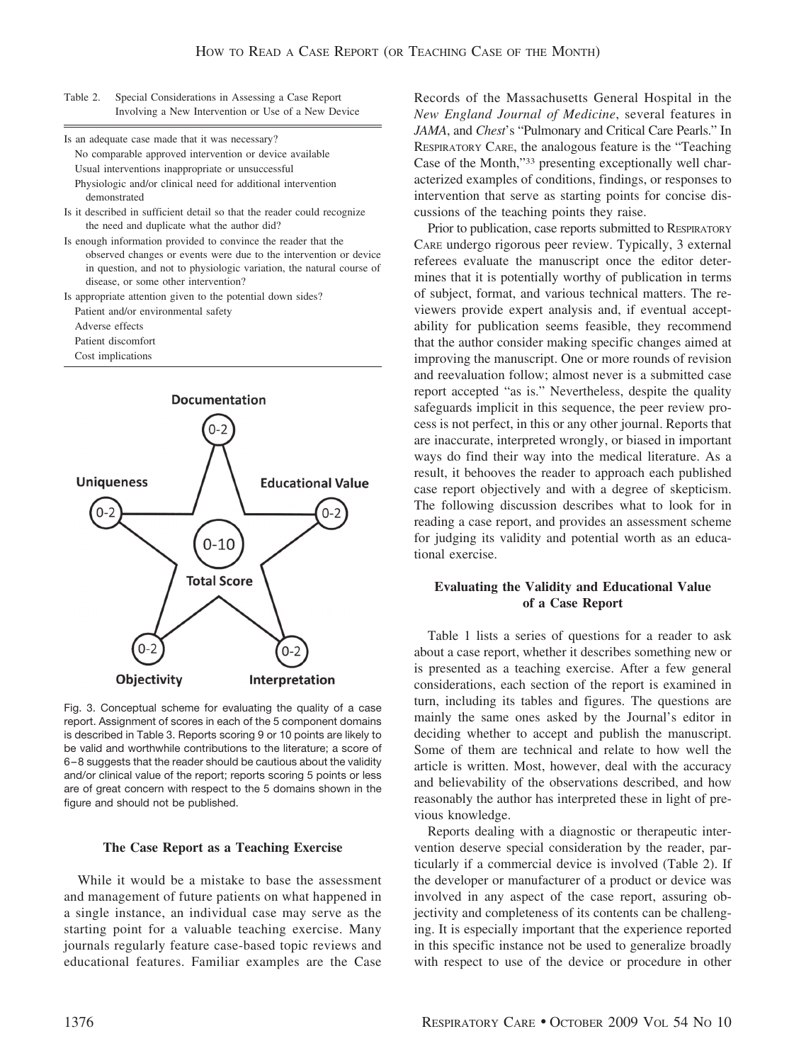Table 2. Special Considerations in Assessing a Case Report Involving a New Intervention or Use of a New Device

Is an adequate case made that it was necessary?
- No comparable approved intervention or device available
- Usual interventions inappropriate or unsuccessful
- Physiologic and/or clinical need for additional intervention demonstrated

Is it described in sufficient detail so that the reader could recognize the need and duplicate what the author did?

Is enough information provided to convince the reader that the observed changes or events were due to the intervention or device in question, and not to physiologic variation, the natural course of disease, or some other intervention?

Is appropriate attention given to the potential down sides?
- Patient and/or environmental safety
- Adverse effects
- Patient discomfort
- Cost implications

Documentation 0–2; Educational Value 0–2; Interpretation 0–2; Objectivity 0–2; Uniqueness 0–2; Total Score 0–10

Fig. 3. Conceptual scheme for evaluating the quality of a case report. Assignment of scores in each of the 5 component domains is described in Table 3. Reports scoring 9 or 10 points are likely to be valid and worthwhile contributions to the literature; a score of 6–8 suggests that the reader should be cautious about the validity and/or clinical value of the report; reports scoring 5 points or less are of great concern with respect to the 5 domains shown in the figure and should not be published.

### The Case Report as a Teaching Exercise

While it would be a mistake to base the assessment and management of future patients on what happened in a single instance, an individual case may serve as the starting point for a valuable teaching exercise. Many journals regularly feature case-based topic reviews and educational features. Familiar examples are the Case Records of the Massachusetts General Hospital in the *New England Journal of Medicine*, several features in *JAMA*, and *Chest*'s "Pulmonary and Critical Care Pearls." In RESPIRATORY CARE, the analogous feature is the "Teaching Case of the Month,"[33] presenting exceptionally well characterized examples of conditions, findings, or responses to intervention that serve as starting points for concise discussions of the teaching points they raise.

Prior to publication, case reports submitted to RESPIRATORY CARE undergo rigorous peer review. Typically, 3 external referees evaluate the manuscript once the editor determines that it is potentially worthy of publication in terms of subject, format, and various technical matters. The reviewers provide expert analysis and, if eventual acceptability for publication seems feasible, they recommend that the author consider making specific changes aimed at improving the manuscript. One or more rounds of revision and reevaluation follow; almost never is a submitted case report accepted "as is." Nevertheless, despite the quality safeguards implicit in this sequence, the peer review process is not perfect, in this or any other journal. Reports that are inaccurate, interpreted wrongly, or biased in important ways do find their way into the medical literature. As a result, it behooves the reader to approach each published case report objectively and with a degree of skepticism. The following discussion describes what to look for in reading a case report, and provides an assessment scheme for judging its validity and potential worth as an educational exercise.

### Evaluating the Validity and Educational Value of a Case Report

Table 1 lists a series of questions for a reader to ask about a case report, whether it describes something new or is presented as a teaching exercise. After a few general considerations, each section of the report is examined in turn, including its tables and figures. The questions are mainly the same ones asked by the Journal's editor in deciding whether to accept and publish the manuscript. Some of them are technical and relate to how well the article is written. Most, however, deal with the accuracy and believability of the observations described, and how reasonably the author has interpreted these in light of previous knowledge.

Reports dealing with a diagnostic or therapeutic intervention deserve special consideration by the reader, particularly if a commercial device is involved (Table 2). If the developer or manufacturer of a product or device was involved in any aspect of the case report, assuring objectivity and completeness of its contents can be challenging. It is especially important that the experience reported in this specific instance not be used to generalize broadly with respect to use of the device or procedure in other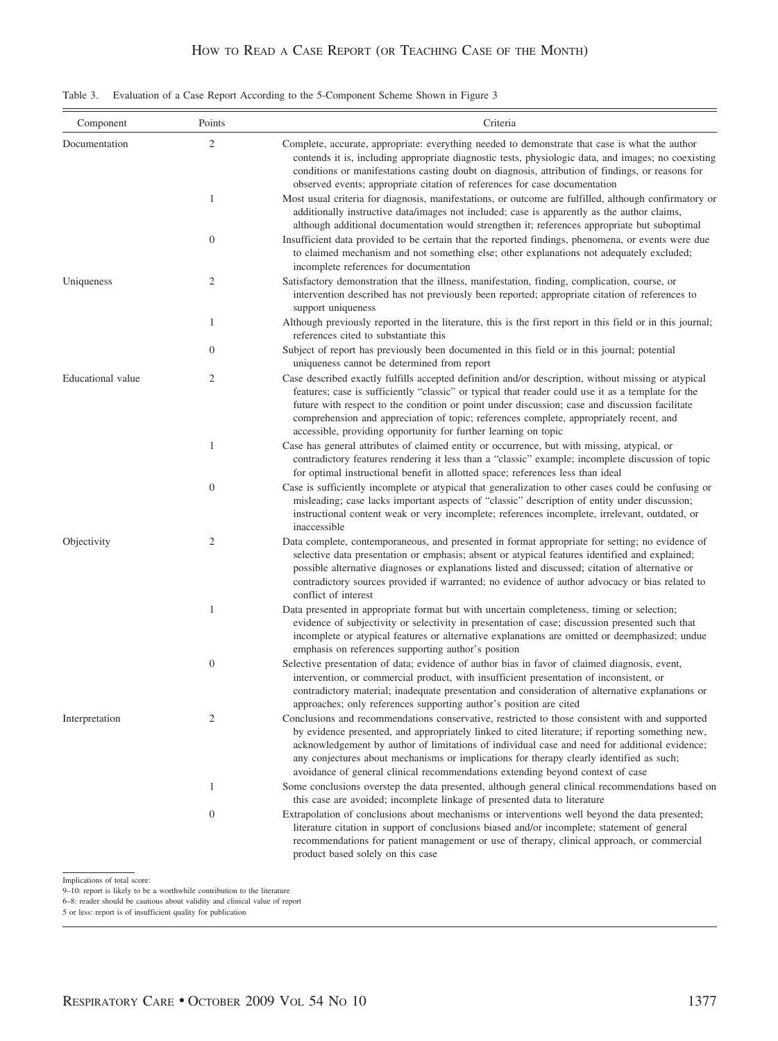Table 3. Evaluation of a Case Report According to the 5-Component Scheme Shown in Figure 3

| Component | Points | Criteria |
|---|---|---|
| Documentation | 2 | Complete, accurate, appropriate: everything needed to demonstrate that case is what the author contends it is, including appropriate diagnostic tests, physiologic data, and images; no coexisting conditions or manifestations casting doubt on diagnosis, attribution of findings, or reasons for observed events; appropriate citation of references for case documentation |
| | 1 | Most usual criteria for diagnosis, manifestations, or outcome are fulfilled, although confirmatory or additionally instructive data/images not included; case is apparently as the author claims, although additional documentation would strengthen it; references appropriate but suboptimal |
| | 0 | Insufficient data provided to be certain that the reported findings, phenomena, or events were due to claimed mechanism and not something else; other explanations not adequately excluded; incomplete references for documentation |
| Uniqueness | 2 | Satisfactory demonstration that the illness, manifestation, finding, complication, course, or intervention described has not previously been reported; appropriate citation of references to support uniqueness |
| | 1 | Although previously reported in the literature, this is the first report in this field or in this journal; references cited to substantiate this |
| | 0 | Subject of report has previously been documented in this field or in this journal; potential uniqueness cannot be determined from report |
| Educational value | 2 | Case described exactly fulfills accepted definition and/or description, without missing or atypical features; case is sufficiently "classic" or typical that reader could use it as a template for the future with respect to the condition or point under discussion; case and discussion facilitate comprehension and appreciation of topic; references complete, appropriately recent, and accessible, providing opportunity for further learning on topic |
| | 1 | Case has general attributes of claimed entity or occurrence, but with missing, atypical, or contradictory features rendering it less than a "classic" example; incomplete discussion of topic for optimal instructional benefit in allotted space; references less than ideal |
| | 0 | Case is sufficiently incomplete or atypical that generalization to other cases could be confusing or misleading; case lacks important aspects of "classic" description of entity under discussion; instructional content weak or very incomplete; references incomplete, irrelevant, outdated, or inaccessible |
| Objectivity | 2 | Data complete, contemporaneous, and presented in format appropriate for setting; no evidence of selective data presentation or emphasis; absent or atypical features identified and explained; possible alternative diagnoses or explanations listed and discussed; citation of alternative or contradictory sources provided if warranted; no evidence of author advocacy or bias related to conflict of interest |
| | 1 | Data presented in appropriate format but with uncertain completeness, timing or selection; evidence of subjectivity or selectivity in presentation of case; discussion presented such that incomplete or atypical features or alternative explanations are omitted or deemphasized; undue emphasis on references supporting author's position |
| | 0 | Selective presentation of data; evidence of author bias in favor of claimed diagnosis, event, intervention, or commercial product, with insufficient presentation of inconsistent, or contradictory material; inadequate presentation and consideration of alternative explanations or approaches; only references supporting author's position are cited |
| Interpretation | 2 | Conclusions and recommendations conservative, restricted to those consistent with and supported by evidence presented, and appropriately linked to cited literature; if reporting something new, acknowledgement by author of limitations of individual case and need for additional evidence; any conjectures about mechanisms or implications for therapy clearly identified as such; avoidance of general clinical recommendations extending beyond context of case |
| | 1 | Some conclusions overstep the data presented, although general clinical recommendations based on this case are avoided; incomplete linkage of presented data to literature |
| | 0 | Extrapolation of conclusions about mechanisms or interventions well beyond the data presented; literature citation in support of conclusions biased and/or incomplete; statement of general recommendations for patient management or use of therapy, clinical approach, or commercial product based solely on this case |

Implications of total score:
9–10: report is likely to be a worthwhile contribution to the literature
6–8: reader should be cautious about validity and clinical value of report
5 or less: report is of insufficient quality for publication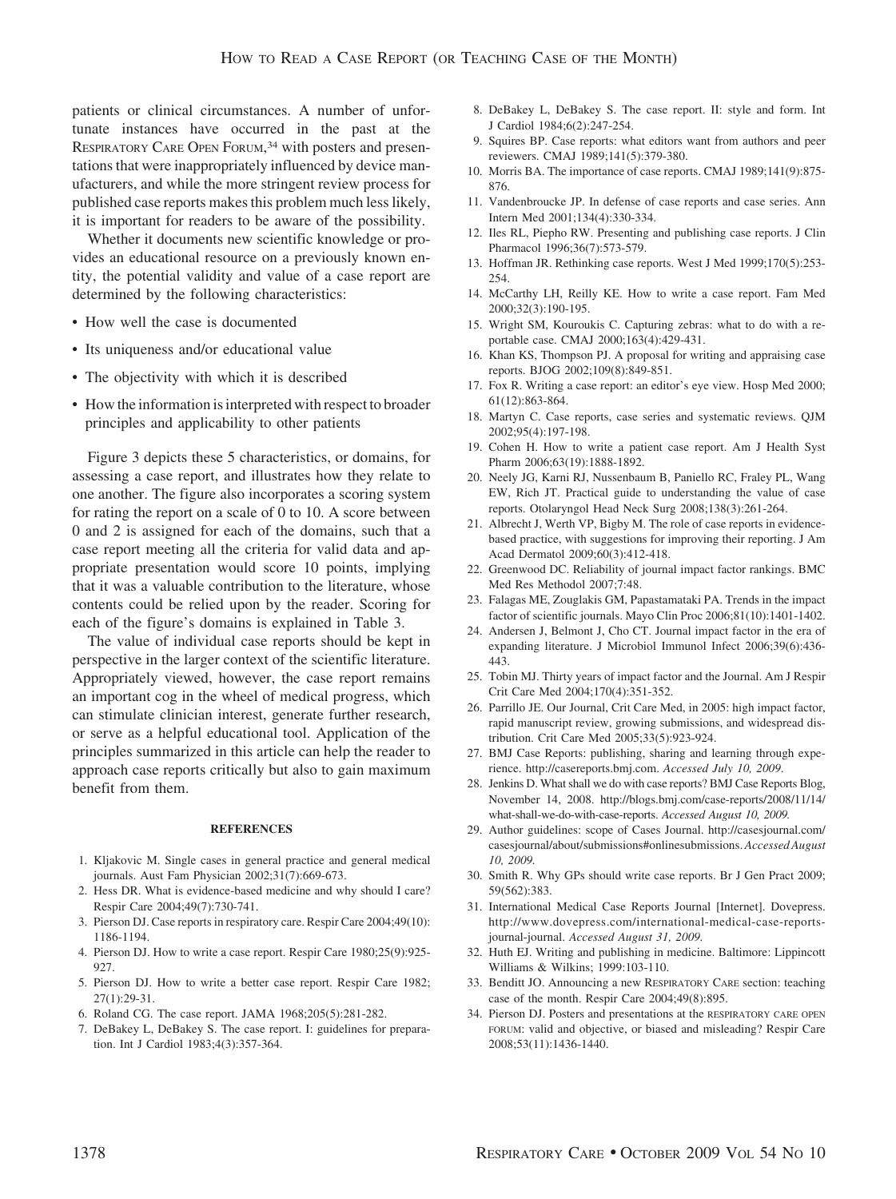patients or clinical circumstances. A number of unfortunate instances have occurred in the past at the RESPIRATORY CARE OPEN FORUM,[34] with posters and presentations that were inappropriately influenced by device manufacturers, and while the more stringent review process for published case reports makes this problem much less likely, it is important for readers to be aware of the possibility.

Whether it documents new scientific knowledge or provides an educational resource on a previously known entity, the potential validity and value of a case report are determined by the following characteristics:

- How well the case is documented
- Its uniqueness and/or educational value
- The objectivity with which it is described
- How the information is interpreted with respect to broader principles and applicability to other patients

Figure 3 depicts these 5 characteristics, or domains, for assessing a case report, and illustrates how they relate to one another. The figure also incorporates a scoring system for rating the report on a scale of 0 to 10. A score between 0 and 2 is assigned for each of the domains, such that a case report meeting all the criteria for valid data and appropriate presentation would score 10 points, implying that it was a valuable contribution to the literature, whose contents could be relied upon by the reader. Scoring for each of the figure's domains is explained in Table 3.

The value of individual case reports should be kept in perspective in the larger context of the scientific literature. Appropriately viewed, however, the case report remains an important cog in the wheel of medical progress, which can stimulate clinician interest, generate further research, or serve as a helpful educational tool. Application of the principles summarized in this article can help the reader to approach case reports critically but also to gain maximum benefit from them.

## REFERENCES

1. Kljakovic M. Single cases in general practice and general medical journals. Aust Fam Physician 2002;31(7):669-673.
2. Hess DR. What is evidence-based medicine and why should I care? Respir Care 2004;49(7):730-741.
3. Pierson DJ. Case reports in respiratory care. Respir Care 2004;49(10):1186-1194.
4. Pierson DJ. How to write a case report. Respir Care 1980;25(9):925-927.
5. Pierson DJ. How to write a better case report. Respir Care 1982;27(1):29-31.
6. Roland CG. The case report. JAMA 1968;205(5):281-282.
7. DeBakey L, DeBakey S. The case report. I: guidelines for preparation. Int J Cardiol 1983;4(3):357-364.
8. DeBakey L, DeBakey S. The case report. II: style and form. Int J Cardiol 1984;6(2):247-254.
9. Squires BP. Case reports: what editors want from authors and peer reviewers. CMAJ 1989;141(5):379-380.
10. Morris BA. The importance of case reports. CMAJ 1989;141(9):875-876.
11. Vandenbroucke JP. In defense of case reports and case series. Ann Intern Med 2001;134(4):330-334.
12. Iles RL, Piepho RW. Presenting and publishing case reports. J Clin Pharmacol 1996;36(7):573-579.
13. Hoffman JR. Rethinking case reports. West J Med 1999;170(5):253-254.
14. McCarthy LH, Reilly KE. How to write a case report. Fam Med 2000;32(3):190-195.
15. Wright SM, Kouroukis C. Capturing zebras: what to do with a reportable case. CMAJ 2000;163(4):429-431.
16. Khan KS, Thompson PJ. A proposal for writing and appraising case reports. BJOG 2002;109(8):849-851.
17. Fox R. Writing a case report: an editor's eye view. Hosp Med 2000;61(12):863-864.
18. Martyn C. Case reports, case series and systematic reviews. QJM 2002;95(4):197-198.
19. Cohen H. How to write a patient case report. Am J Health Syst Pharm 2006;63(19):1888-1892.
20. Neely JG, Karni RJ, Nussenbaum B, Paniello RC, Fraley PL, Wang EW, Rich JT. Practical guide to understanding the value of case reports. Otolaryngol Head Neck Surg 2008;138(3):261-264.
21. Albrecht J, Werth VP, Bigby M. The role of case reports in evidence-based practice, with suggestions for improving their reporting. J Am Acad Dermatol 2009;60(3):412-418.
22. Greenwood DC. Reliability of journal impact factor rankings. BMC Med Res Methodol 2007;7:48.
23. Falagas ME, Zouglakis GM, Papastamataki PA. Trends in the impact factor of scientific journals. Mayo Clin Proc 2006;81(10):1401-1402.
24. Andersen J, Belmont J, Cho CT. Journal impact factor in the era of expanding literature. J Microbiol Immunol Infect 2006;39(6):436-443.
25. Tobin MJ. Thirty years of impact factor and the Journal. Am J Respir Crit Care Med 2004;170(4):351-352.
26. Parrillo JE. Our Journal, Crit Care Med, in 2005: high impact factor, rapid manuscript review, growing submissions, and widespread distribution. Crit Care Med 2005;33(5):923-924.
27. BMJ Case Reports: publishing, sharing and learning through experience. http://casereports.bmj.com. *Accessed July 10, 2009*.
28. Jenkins D. What shall we do with case reports? BMJ Case Reports Blog, November 14, 2008. http://blogs.bmj.com/case-reports/2008/11/14/what-shall-we-do-with-case-reports. *Accessed August 10, 2009.*
29. Author guidelines: scope of Cases Journal. http://casesjournal.com/casesjournal/about/submissions#onlinesubmissions. *Accessed August 10, 2009.*
30. Smith R. Why GPs should write case reports. Br J Gen Pract 2009;59(562):383.
31. International Medical Case Reports Journal [Internet]. Dovepress. http://www.dovepress.com/international-medical-case-reports-journal-journal. *Accessed August 31, 2009.*
32. Huth EJ. Writing and publishing in medicine. Baltimore: Lippincott Williams & Wilkins; 1999:103-110.
33. Benditt JO. Announcing a new RESPIRATORY CARE section: teaching case of the month. Respir Care 2004;49(8):895.
34. Pierson DJ. Posters and presentations at the RESPIRATORY CARE OPEN FORUM: valid and objective, or biased and misleading? Respir Care 2008;53(11):1436-1440.